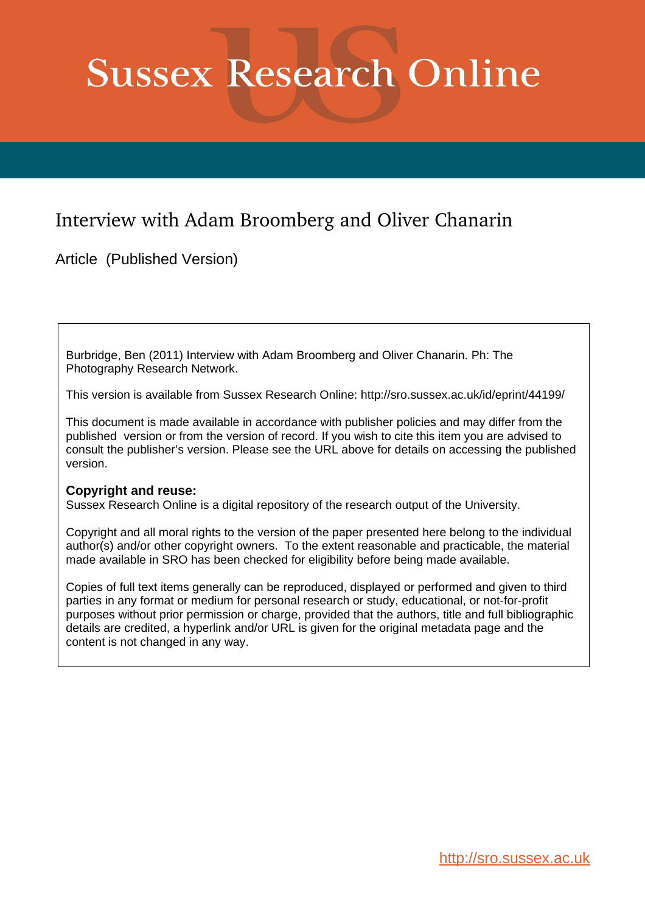# Sussex Research Online

## Interview with Adam Broomberg and Oliver Chanarin

Article (Published Version)

Burbridge, Ben (2011) Interview with Adam Broomberg and Oliver Chanarin. Ph: The Photography Research Network.

This version is available from Sussex Research Online: http://sro.sussex.ac.uk/id/eprint/44199/

This document is made available in accordance with publisher policies and may differ from the published version or from the version of record. If you wish to cite this item you are advised to consult the publisher's version. Please see the URL above for details on accessing the published version.

**Copyright and reuse:**
Sussex Research Online is a digital repository of the research output of the University.

Copyright and all moral rights to the version of the paper presented here belong to the individual author(s) and/or other copyright owners. To the extent reasonable and practicable, the material made available in SRO has been checked for eligibility before being made available.

Copies of full text items generally can be reproduced, displayed or performed and given to third parties in any format or medium for personal research or study, educational, or not-for-profit purposes without prior permission or charge, provided that the authors, title and full bibliographic details are credited, a hyperlink and/or URL is given for the original metadata page and the content is not changed in any way.

http://sro.sussex.ac.uk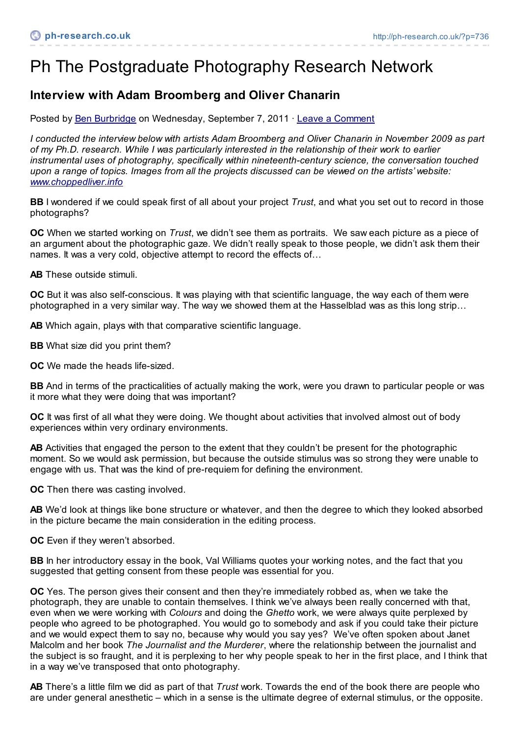# Ph The Postgraduate Photography Research Network

## Interview with Adam Broomberg and Oliver Chanarin

Posted by Ben Burbridge on Wednesday, September 7, 2011 · Leave a Comment

*I conducted the interview below with artists Adam Broomberg and Oliver Chanarin in November 2009 as part of my Ph.D. research. While I was particularly interested in the relationship of their work to earlier instrumental uses of photography, specifically within nineteenth-century science, the conversation touched upon a range of topics. Images from all the projects discussed can be viewed on the artists' website: www.choppedliver.info*

**BB** I wondered if we could speak first of all about your project *Trust*, and what you set out to record in those photographs?

**OC** When we started working on *Trust*, we didn't see them as portraits. We saw each picture as a piece of an argument about the photographic gaze. We didn't really speak to those people, we didn't ask them their names. It was a very cold, objective attempt to record the effects of…

**AB** These outside stimuli.

**OC** But it was also self-conscious. It was playing with that scientific language, the way each of them were photographed in a very similar way. The way we showed them at the Hasselblad was as this long strip…

**AB** Which again, plays with that comparative scientific language.

**BB** What size did you print them?

**OC** We made the heads life-sized.

**BB** And in terms of the practicalities of actually making the work, were you drawn to particular people or was it more what they were doing that was important?

**OC** It was first of all what they were doing. We thought about activities that involved almost out of body experiences within very ordinary environments.

**AB** Activities that engaged the person to the extent that they couldn't be present for the photographic moment. So we would ask permission, but because the outside stimulus was so strong they were unable to engage with us. That was the kind of pre-requiem for defining the environment.

**OC** Then there was casting involved.

**AB** We'd look at things like bone structure or whatever, and then the degree to which they looked absorbed in the picture became the main consideration in the editing process.

**OC** Even if they weren't absorbed.

**BB** In her introductory essay in the book, Val Williams quotes your working notes, and the fact that you suggested that getting consent from these people was essential for you.

**OC** Yes. The person gives their consent and then they're immediately robbed as, when we take the photograph, they are unable to contain themselves. I think we've always been really concerned with that, even when we were working with *Colours* and doing the *Ghetto* work, we were always quite perplexed by people who agreed to be photographed. You would go to somebody and ask if you could take their picture and we would expect them to say no, because why would you say yes? We've often spoken about Janet Malcolm and her book *The Journalist and the Murderer*, where the relationship between the journalist and the subject is so fraught, and it is perplexing to her why people speak to her in the first place, and I think that in a way we've transposed that onto photography.

**AB** There's a little film we did as part of that *Trust* work. Towards the end of the book there are people who are under general anesthetic – which in a sense is the ultimate degree of external stimulus, or the opposite.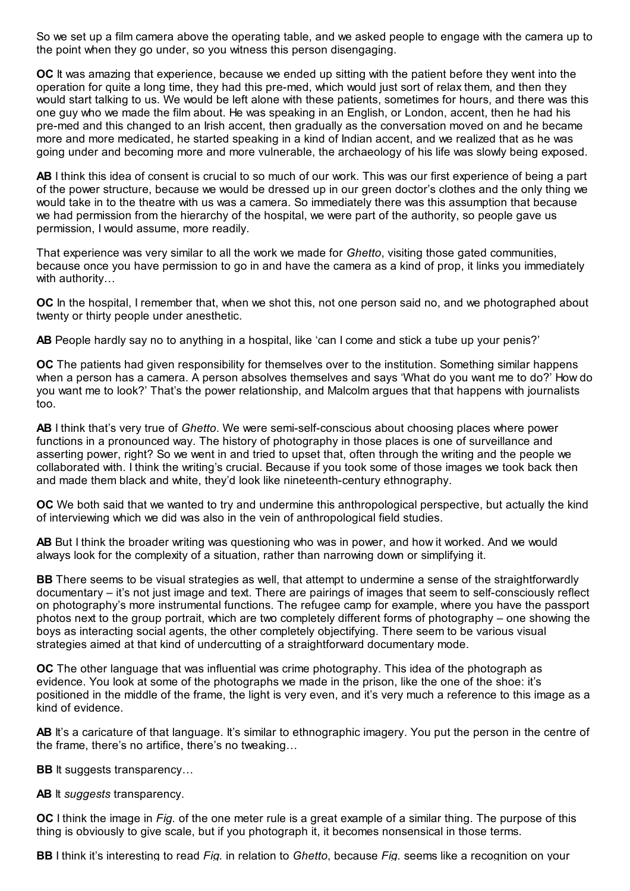So we set up a film camera above the operating table, and we asked people to engage with the camera up to the point when they go under, so you witness this person disengaging.

**OC** It was amazing that experience, because we ended up sitting with the patient before they went into the operation for quite a long time, they had this pre-med, which would just sort of relax them, and then they would start talking to us. We would be left alone with these patients, sometimes for hours, and there was this one guy who we made the film about. He was speaking in an English, or London, accent, then he had his pre-med and this changed to an Irish accent, then gradually as the conversation moved on and he became more and more medicated, he started speaking in a kind of Indian accent, and we realized that as he was going under and becoming more and more vulnerable, the archaeology of his life was slowly being exposed.

**AB** I think this idea of consent is crucial to so much of our work. This was our first experience of being a part of the power structure, because we would be dressed up in our green doctor's clothes and the only thing we would take in to the theatre with us was a camera. So immediately there was this assumption that because we had permission from the hierarchy of the hospital, we were part of the authority, so people gave us permission, I would assume, more readily.

That experience was very similar to all the work we made for *Ghetto*, visiting those gated communities, because once you have permission to go in and have the camera as a kind of prop, it links you immediately with authority…

**OC** In the hospital, I remember that, when we shot this, not one person said no, and we photographed about twenty or thirty people under anesthetic.

**AB** People hardly say no to anything in a hospital, like 'can I come and stick a tube up your penis?'

**OC** The patients had given responsibility for themselves over to the institution. Something similar happens when a person has a camera. A person absolves themselves and says 'What do you want me to do?' How do you want me to look?' That's the power relationship, and Malcolm argues that that happens with journalists too.

**AB** I think that's very true of *Ghetto*. We were semi-self-conscious about choosing places where power functions in a pronounced way. The history of photography in those places is one of surveillance and asserting power, right? So we went in and tried to upset that, often through the writing and the people we collaborated with. I think the writing's crucial. Because if you took some of those images we took back then and made them black and white, they'd look like nineteenth-century ethnography.

**OC** We both said that we wanted to try and undermine this anthropological perspective, but actually the kind of interviewing which we did was also in the vein of anthropological field studies.

**AB** But I think the broader writing was questioning who was in power, and how it worked. And we would always look for the complexity of a situation, rather than narrowing down or simplifying it.

**BB** There seems to be visual strategies as well, that attempt to undermine a sense of the straightforwardly documentary – it's not just image and text. There are pairings of images that seem to self-consciously reflect on photography's more instrumental functions. The refugee camp for example, where you have the passport photos next to the group portrait, which are two completely different forms of photography – one showing the boys as interacting social agents, the other completely objectifying. There seem to be various visual strategies aimed at that kind of undercutting of a straightforward documentary mode.

**OC** The other language that was influential was crime photography. This idea of the photograph as evidence. You look at some of the photographs we made in the prison, like the one of the shoe: it's positioned in the middle of the frame, the light is very even, and it's very much a reference to this image as a kind of evidence.

**AB** It's a caricature of that language. It's similar to ethnographic imagery. You put the person in the centre of the frame, there's no artifice, there's no tweaking…

**BB** It suggests transparency…

**AB** It *suggests* transparency.

**OC** I think the image in *Fig.* of the one meter rule is a great example of a similar thing. The purpose of this thing is obviously to give scale, but if you photograph it, it becomes nonsensical in those terms.

**BB** I think it's interesting to read *Fig.* in relation to *Ghetto*, because *Fig.* seems like a recognition on your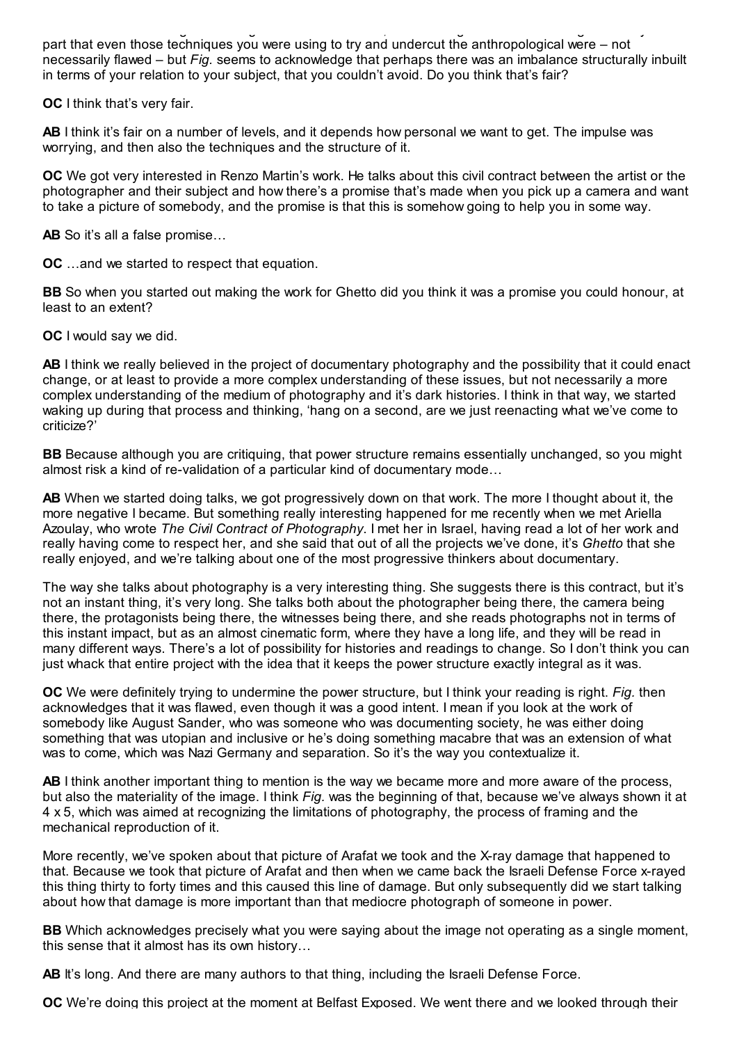part that even those techniques you were using to try and undercut the anthropological were – not necessarily flawed – but *Fig.* seems to acknowledge that perhaps there was an imbalance structurally inbuilt in terms of your relation to your subject, that you couldn't avoid. Do you think that's fair?

**OC** I think that's very fair.

**AB** I think it's fair on a number of levels, and it depends how personal we want to get. The impulse was worrying, and then also the techniques and the structure of it.

**OC** We got very interested in Renzo Martin's work. He talks about this civil contract between the artist or the photographer and their subject and how there's a promise that's made when you pick up a camera and want to take a picture of somebody, and the promise is that this is somehow going to help you in some way.

**AB** So it's all a false promise…

**OC** …and we started to respect that equation.

**BB** So when you started out making the work for Ghetto did you think it was a promise you could honour, at least to an extent?

**OC** I would say we did.

**AB** I think we really believed in the project of documentary photography and the possibility that it could enact change, or at least to provide a more complex understanding of these issues, but not necessarily a more complex understanding of the medium of photography and it's dark histories. I think in that way, we started waking up during that process and thinking, 'hang on a second, are we just reenacting what we've come to criticize?'

**BB** Because although you are critiquing, that power structure remains essentially unchanged, so you might almost risk a kind of re-validation of a particular kind of documentary mode…

**AB** When we started doing talks, we got progressively down on that work. The more I thought about it, the more negative I became. But something really interesting happened for me recently when we met Ariella Azoulay, who wrote *The Civil Contract of Photography*. I met her in Israel, having read a lot of her work and really having come to respect her, and she said that out of all the projects we've done, it's *Ghetto* that she really enjoyed, and we're talking about one of the most progressive thinkers about documentary.

The way she talks about photography is a very interesting thing. She suggests there is this contract, but it's not an instant thing, it's very long. She talks both about the photographer being there, the camera being there, the protagonists being there, the witnesses being there, and she reads photographs not in terms of this instant impact, but as an almost cinematic form, where they have a long life, and they will be read in many different ways. There's a lot of possibility for histories and readings to change. So I don't think you can just whack that entire project with the idea that it keeps the power structure exactly integral as it was.

**OC** We were definitely trying to undermine the power structure, but I think your reading is right. *Fig.* then acknowledges that it was flawed, even though it was a good intent. I mean if you look at the work of somebody like August Sander, who was someone who was documenting society, he was either doing something that was utopian and inclusive or he's doing something macabre that was an extension of what was to come, which was Nazi Germany and separation. So it's the way you contextualize it.

**AB** I think another important thing to mention is the way we became more and more aware of the process, but also the materiality of the image. I think *Fig.* was the beginning of that, because we've always shown it at 4 x 5, which was aimed at recognizing the limitations of photography, the process of framing and the mechanical reproduction of it.

More recently, we've spoken about that picture of Arafat we took and the X-ray damage that happened to that. Because we took that picture of Arafat and then when we came back the Israeli Defense Force x-rayed this thing thirty to forty times and this caused this line of damage. But only subsequently did we start talking about how that damage is more important than that mediocre photograph of someone in power.

**BB** Which acknowledges precisely what you were saying about the image not operating as a single moment, this sense that it almost has its own history…

**AB** It's long. And there are many authors to that thing, including the Israeli Defense Force.

**OC** We're doing this project at the moment at Belfast Exposed. We went there and we looked through their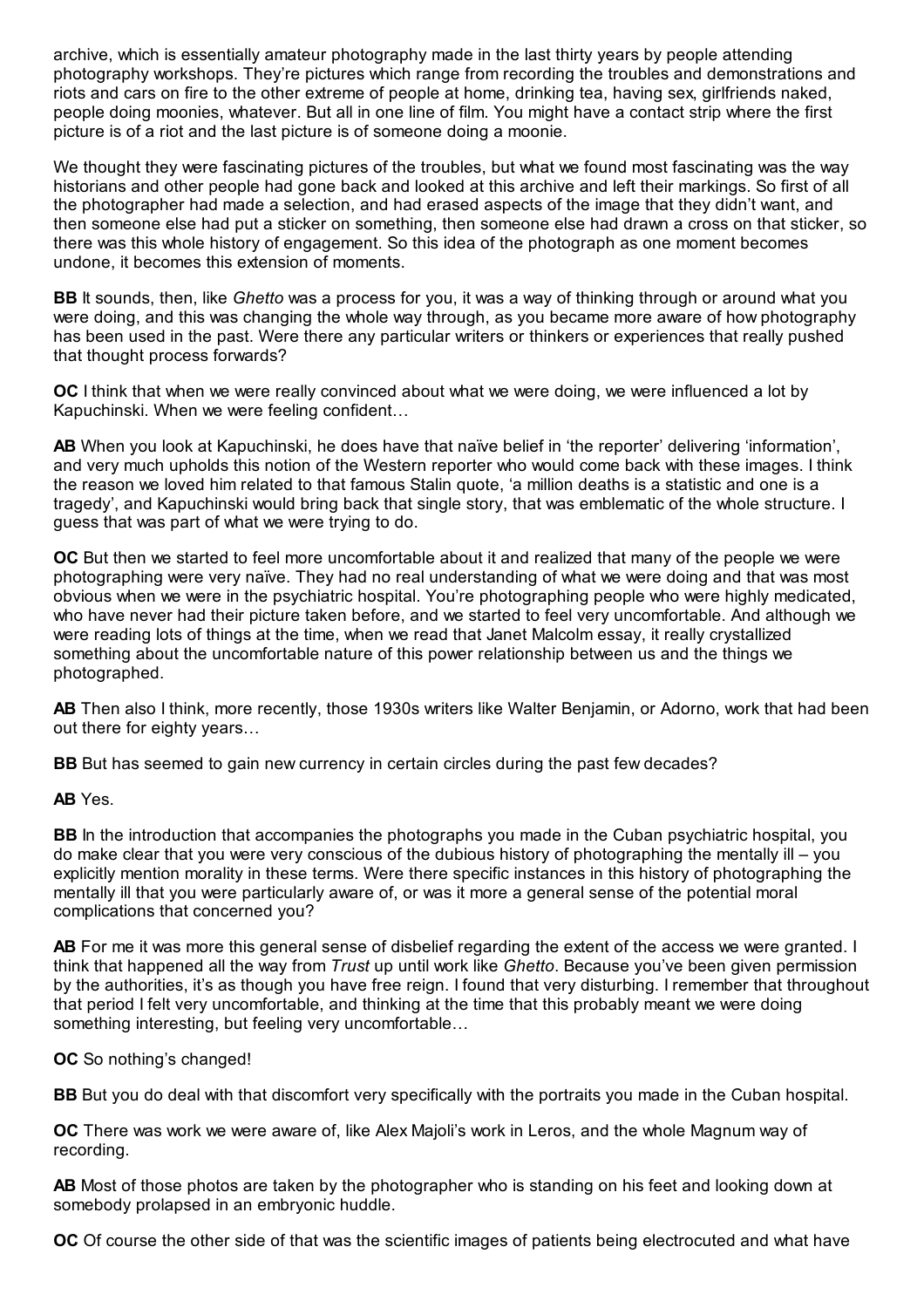archive, which is essentially amateur photography made in the last thirty years by people attending photography workshops. They're pictures which range from recording the troubles and demonstrations and riots and cars on fire to the other extreme of people at home, drinking tea, having sex, girlfriends naked, people doing moonies, whatever. But all in one line of film. You might have a contact strip where the first picture is of a riot and the last picture is of someone doing a moonie.

We thought they were fascinating pictures of the troubles, but what we found most fascinating was the way historians and other people had gone back and looked at this archive and left their markings. So first of all the photographer had made a selection, and had erased aspects of the image that they didn't want, and then someone else had put a sticker on something, then someone else had drawn a cross on that sticker, so there was this whole history of engagement. So this idea of the photograph as one moment becomes undone, it becomes this extension of moments.

**BB** It sounds, then, like *Ghetto* was a process for you, it was a way of thinking through or around what you were doing, and this was changing the whole way through, as you became more aware of how photography has been used in the past. Were there any particular writers or thinkers or experiences that really pushed that thought process forwards?

**OC** I think that when we were really convinced about what we were doing, we were influenced a lot by Kapuchinski. When we were feeling confident…

**AB** When you look at Kapuchinski, he does have that naïve belief in 'the reporter' delivering 'information', and very much upholds this notion of the Western reporter who would come back with these images. I think the reason we loved him related to that famous Stalin quote, 'a million deaths is a statistic and one is a tragedy', and Kapuchinski would bring back that single story, that was emblematic of the whole structure. I guess that was part of what we were trying to do.

**OC** But then we started to feel more uncomfortable about it and realized that many of the people we were photographing were very naïve. They had no real understanding of what we were doing and that was most obvious when we were in the psychiatric hospital. You're photographing people who were highly medicated, who have never had their picture taken before, and we started to feel very uncomfortable. And although we were reading lots of things at the time, when we read that Janet Malcolm essay, it really crystallized something about the uncomfortable nature of this power relationship between us and the things we photographed.

**AB** Then also I think, more recently, those 1930s writers like Walter Benjamin, or Adorno, work that had been out there for eighty years…

**BB** But has seemed to gain new currency in certain circles during the past few decades?

**AB** Yes.

**BB** In the introduction that accompanies the photographs you made in the Cuban psychiatric hospital, you do make clear that you were very conscious of the dubious history of photographing the mentally ill – you explicitly mention morality in these terms. Were there specific instances in this history of photographing the mentally ill that you were particularly aware of, or was it more a general sense of the potential moral complications that concerned you?

**AB** For me it was more this general sense of disbelief regarding the extent of the access we were granted. I think that happened all the way from *Trust* up until work like *Ghetto*. Because you've been given permission by the authorities, it's as though you have free reign. I found that very disturbing. I remember that throughout that period I felt very uncomfortable, and thinking at the time that this probably meant we were doing something interesting, but feeling very uncomfortable…

**OC** So nothing's changed!

**BB** But you do deal with that discomfort very specifically with the portraits you made in the Cuban hospital.

**OC** There was work we were aware of, like Alex Majoli's work in Leros, and the whole Magnum way of recording.

**AB** Most of those photos are taken by the photographer who is standing on his feet and looking down at somebody prolapsed in an embryonic huddle.

**OC** Of course the other side of that was the scientific images of patients being electrocuted and what have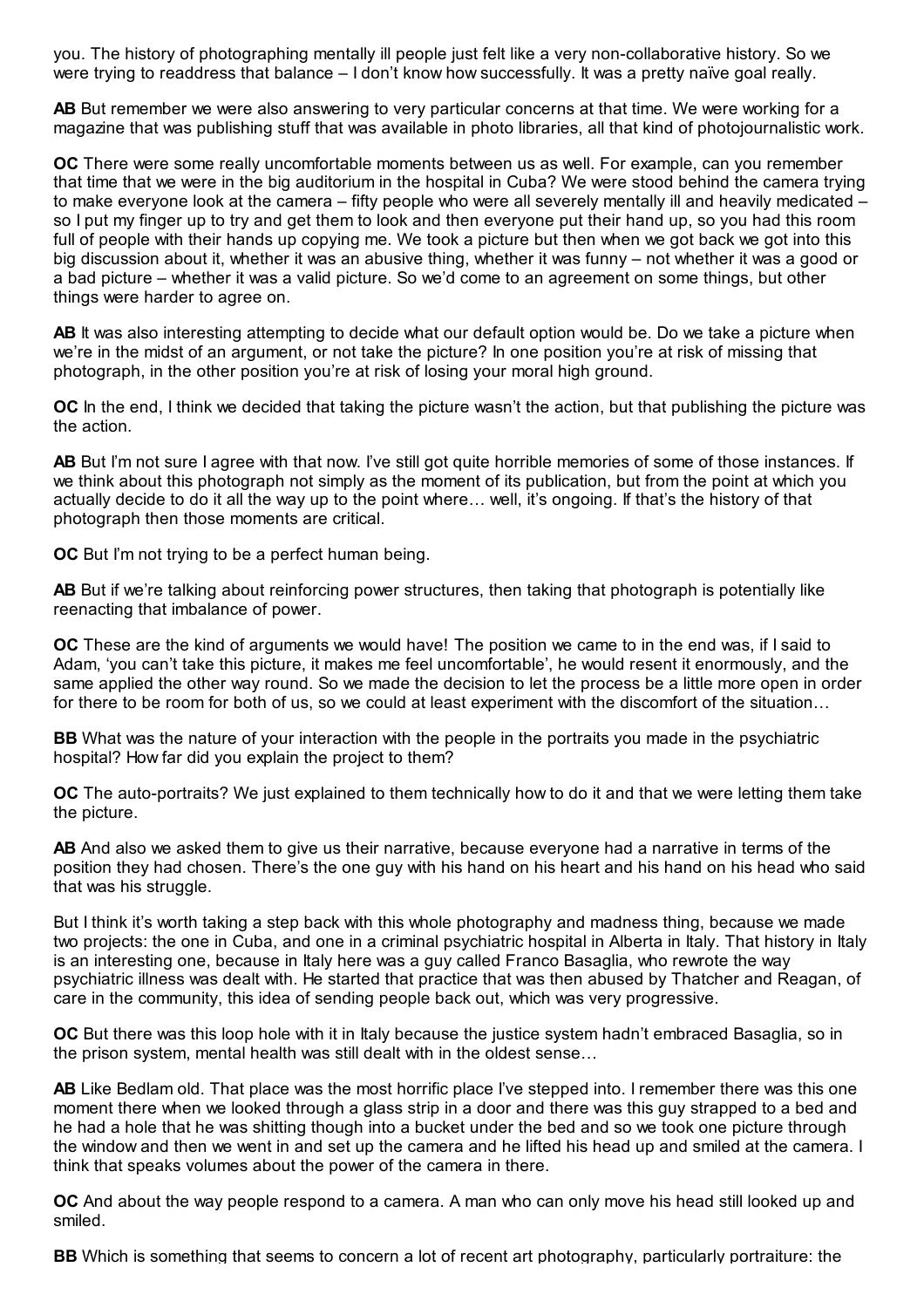you. The history of photographing mentally ill people just felt like a very non-collaborative history. So we were trying to readdress that balance – I don't know how successfully. It was a pretty naïve goal really.

**AB** But remember we were also answering to very particular concerns at that time. We were working for a magazine that was publishing stuff that was available in photo libraries, all that kind of photojournalistic work.

**OC** There were some really uncomfortable moments between us as well. For example, can you remember that time that we were in the big auditorium in the hospital in Cuba? We were stood behind the camera trying to make everyone look at the camera – fifty people who were all severely mentally ill and heavily medicated – so I put my finger up to try and get them to look and then everyone put their hand up, so you had this room full of people with their hands up copying me. We took a picture but then when we got back we got into this big discussion about it, whether it was an abusive thing, whether it was funny – not whether it was a good or a bad picture – whether it was a valid picture. So we'd come to an agreement on some things, but other things were harder to agree on.

**AB** It was also interesting attempting to decide what our default option would be. Do we take a picture when we're in the midst of an argument, or not take the picture? In one position you're at risk of missing that photograph, in the other position you're at risk of losing your moral high ground.

**OC** In the end, I think we decided that taking the picture wasn't the action, but that publishing the picture was the action.

**AB** But I'm not sure I agree with that now. I've still got quite horrible memories of some of those instances. If we think about this photograph not simply as the moment of its publication, but from the point at which you actually decide to do it all the way up to the point where… well, it's ongoing. If that's the history of that photograph then those moments are critical.

**OC** But I'm not trying to be a perfect human being.

**AB** But if we're talking about reinforcing power structures, then taking that photograph is potentially like reenacting that imbalance of power.

**OC** These are the kind of arguments we would have! The position we came to in the end was, if I said to Adam, 'you can't take this picture, it makes me feel uncomfortable', he would resent it enormously, and the same applied the other way round. So we made the decision to let the process be a little more open in order for there to be room for both of us, so we could at least experiment with the discomfort of the situation…

**BB** What was the nature of your interaction with the people in the portraits you made in the psychiatric hospital? How far did you explain the project to them?

**OC** The auto-portraits? We just explained to them technically how to do it and that we were letting them take the picture.

**AB** And also we asked them to give us their narrative, because everyone had a narrative in terms of the position they had chosen. There's the one guy with his hand on his heart and his hand on his head who said that was his struggle.

But I think it's worth taking a step back with this whole photography and madness thing, because we made two projects: the one in Cuba, and one in a criminal psychiatric hospital in Alberta in Italy. That history in Italy is an interesting one, because in Italy here was a guy called Franco Basaglia, who rewrote the way psychiatric illness was dealt with. He started that practice that was then abused by Thatcher and Reagan, of care in the community, this idea of sending people back out, which was very progressive.

**OC** But there was this loop hole with it in Italy because the justice system hadn't embraced Basaglia, so in the prison system, mental health was still dealt with in the oldest sense…

**AB** Like Bedlam old. That place was the most horrific place I've stepped into. I remember there was this one moment there when we looked through a glass strip in a door and there was this guy strapped to a bed and he had a hole that he was shitting though into a bucket under the bed and so we took one picture through the window and then we went in and set up the camera and he lifted his head up and smiled at the camera. I think that speaks volumes about the power of the camera in there.

**OC** And about the way people respond to a camera. A man who can only move his head still looked up and smiled.

**BB** Which is something that seems to concern a lot of recent art photography, particularly portraiture: the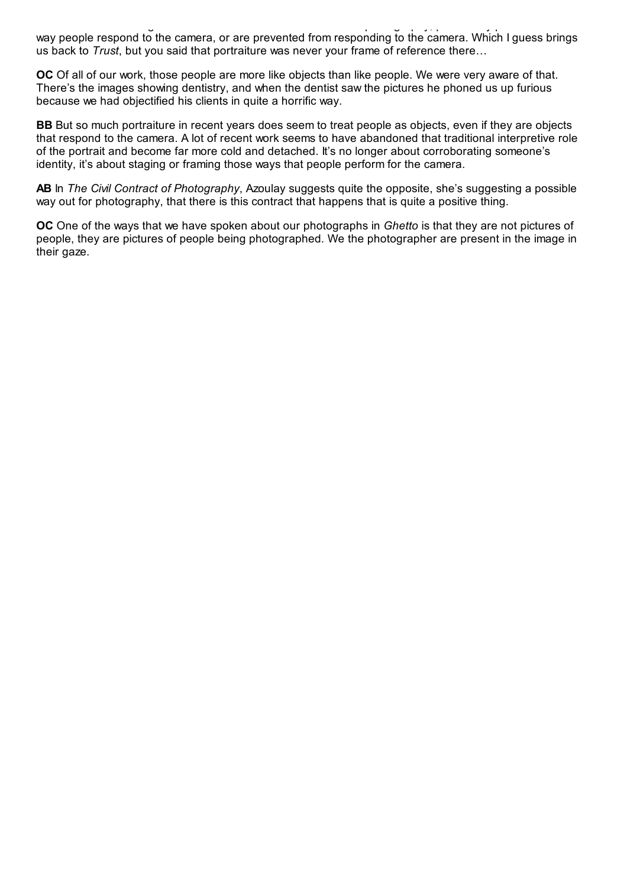way people respond to the camera, or are prevented from responding to the camera. Which I guess brings us back to *Trust*, but you said that portraiture was never your frame of reference there…

**OC** Of all of our work, those people are more like objects than like people. We were very aware of that. There's the images showing dentistry, and when the dentist saw the pictures he phoned us up furious because we had objectified his clients in quite a horrific way.

**BB** But so much portraiture in recent years does seem to treat people as objects, even if they are objects that respond to the camera. A lot of recent work seems to have abandoned that traditional interpretive role of the portrait and become far more cold and detached. It's no longer about corroborating someone's identity, it's about staging or framing those ways that people perform for the camera.

**AB** In *The Civil Contract of Photography*, Azoulay suggests quite the opposite, she's suggesting a possible way out for photography, that there is this contract that happens that is quite a positive thing.

**OC** One of the ways that we have spoken about our photographs in *Ghetto* is that they are not pictures of people, they are pictures of people being photographed. We the photographer are present in the image in their gaze.